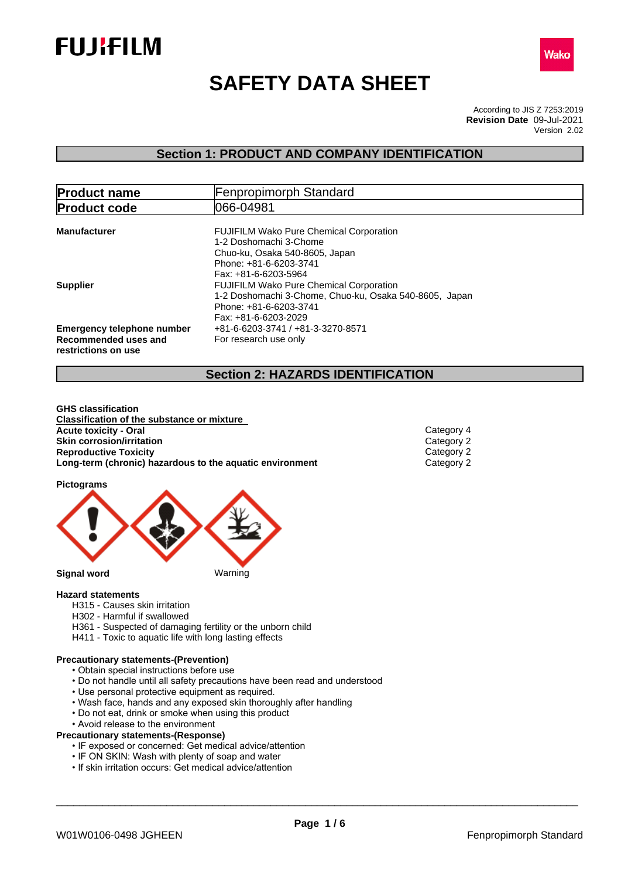# SAFETY DATA SHEET

According to JIS Z 7253:2019
**Revision Date** 09-Jul-2021
Version 2.02

## Section 1: PRODUCT AND COMPANY IDENTIFICATION

| **Product name** | Fenpropimorph Standard |
|---|---|
| **Product code** | 066-04981 |

**Manufacturer**
FUJIFILM Wako Pure Chemical Corporation
1-2 Doshomachi 3-Chome
Chuo-ku, Osaka 540-8605, Japan
Phone: +81-6-6203-3741
Fax: +81-6-6203-5964

**Supplier**
FUJIFILM Wako Pure Chemical Corporation
1-2 Doshomachi 3-Chome, Chuo-ku, Osaka 540-8605, Japan
Phone: +81-6-6203-3741
Fax: +81-6-6203-2029

**Emergency telephone number** +81-6-6203-3741 / +81-3-3270-8571

**Recommended uses and restrictions on use** For research use only

## Section 2: HAZARDS IDENTIFICATION

**GHS classification**

**Classification of the substance or mixture**

| | |
|---|---|
| **Acute toxicity - Oral** | Category 4 |
| **Skin corrosion/irritation** | Category 2 |
| **Reproductive Toxicity** | Category 2 |
| **Long-term (chronic) hazardous to the aquatic environment** | Category 2 |

**Pictograms**

**Signal word** Warning

**Hazard statements**

H315 - Causes skin irritation
H302 - Harmful if swallowed
H361 - Suspected of damaging fertility or the unborn child
H411 - Toxic to aquatic life with long lasting effects

**Precautionary statements-(Prevention)**

- Obtain special instructions before use
- Do not handle until all safety precautions have been read and understood
- Use personal protective equipment as required.
- Wash face, hands and any exposed skin thoroughly after handling
- Do not eat, drink or smoke when using this product
- Avoid release to the environment

**Precautionary statements-(Response)**

- IF exposed or concerned: Get medical advice/attention
- IF ON SKIN: Wash with plenty of soap and water
- If skin irritation occurs: Get medical advice/attention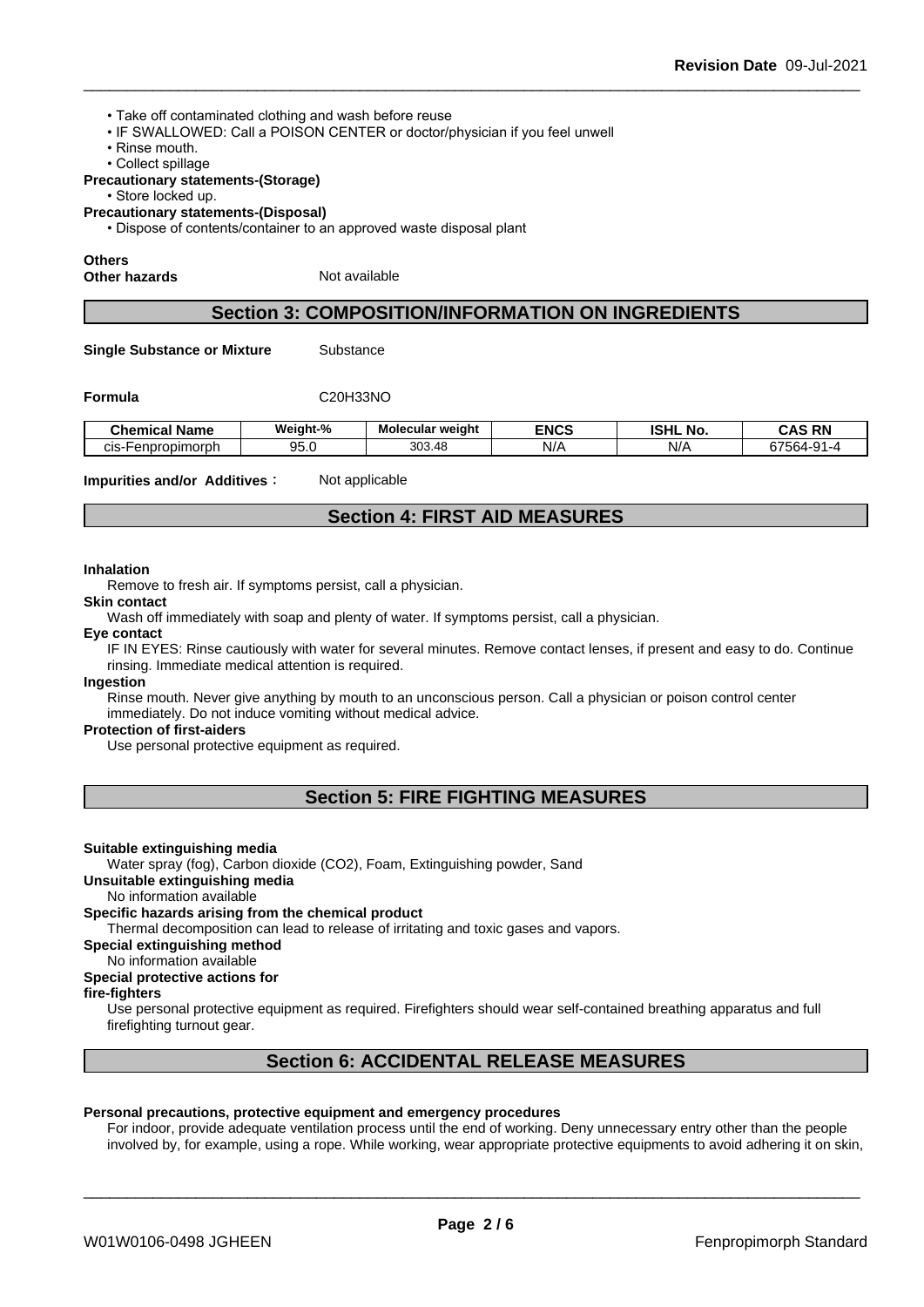- Take off contaminated clothing and wash before reuse
- IF SWALLOWED: Call a POISON CENTER or doctor/physician if you feel unwell
- Rinse mouth.
- Collect spillage

**Precautionary statements-(Storage)**

- Store locked up.

**Precautionary statements-(Disposal)**

- Dispose of contents/container to an approved waste disposal plant

**Others**

**Other hazards** Not available

## Section 3: COMPOSITION/INFORMATION ON INGREDIENTS

**Single Substance or Mixture** Substance

**Formula** $C_{20}H_{33}NO$

| Chemical Name | Weight-% | Molecular weight | ENCS | ISHL No. | CAS RN |
|---|---|---|---|---|---|
| cis-Fenpropimorph | 95.0 | 303.48 | N/A | N/A | 67564-91-4 |

**Impurities and/or Additives**: Not applicable

## Section 4: FIRST AID MEASURES

**Inhalation**

Remove to fresh air. If symptoms persist, call a physician.

**Skin contact**

Wash off immediately with soap and plenty of water. If symptoms persist, call a physician.

**Eye contact**

IF IN EYES: Rinse cautiously with water for several minutes. Remove contact lenses, if present and easy to do. Continue rinsing. Immediate medical attention is required.

**Ingestion**

Rinse mouth. Never give anything by mouth to an unconscious person. Call a physician or poison control center immediately. Do not induce vomiting without medical advice.

**Protection of first-aiders**

Use personal protective equipment as required.

## Section 5: FIRE FIGHTING MEASURES

**Suitable extinguishing media**

Water spray (fog), Carbon dioxide ($CO_2$), Foam, Extinguishing powder, Sand

**Unsuitable extinguishing media**

No information available

**Specific hazards arising from the chemical product**

Thermal decomposition can lead to release of irritating and toxic gases and vapors.

**Special extinguishing method**

No information available

**Special protective actions for fire-fighters**

Use personal protective equipment as required. Firefighters should wear self-contained breathing apparatus and full firefighting turnout gear.

## Section 6: ACCIDENTAL RELEASE MEASURES

**Personal precautions, protective equipment and emergency procedures**

For indoor, provide adequate ventilation process until the end of working. Deny unnecessary entry other than the people involved by, for example, using a rope. While working, wear appropriate protective equipments to avoid adhering it on skin,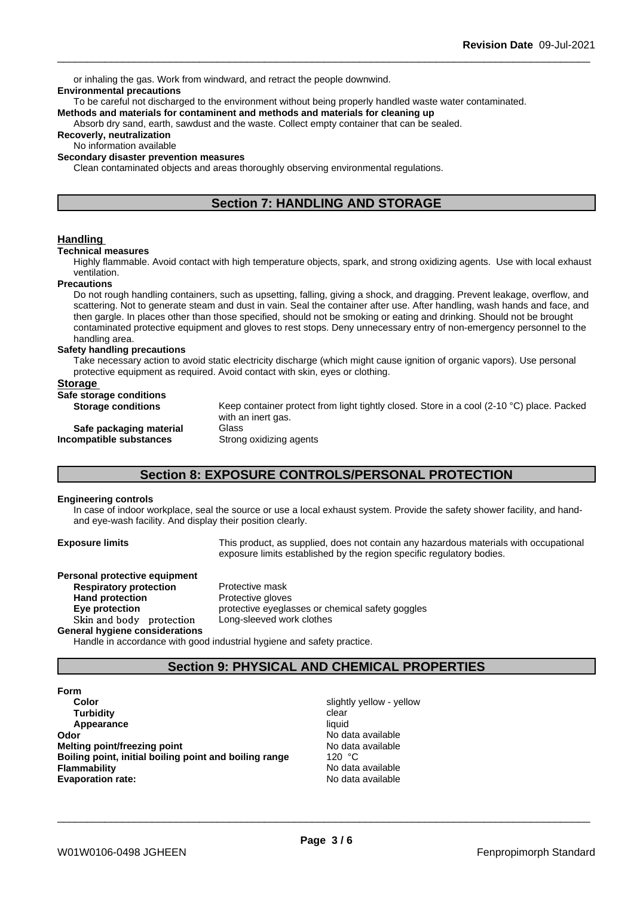or inhaling the gas. Work from windward, and retract the people downwind.

**Environmental precautions**

To be careful not discharged to the environment without being properly handled waste water contaminated.

**Methods and materials for contaminent and methods and materials for cleaning up**

Absorb dry sand, earth, sawdust and the waste. Collect empty container that can be sealed.

**Recoverly, neutralization**

No information available

**Secondary disaster prevention measures**

Clean contaminated objects and areas thoroughly observing environmental regulations.

## Section 7: HANDLING AND STORAGE

### Handling

**Technical measures**

Highly flammable. Avoid contact with high temperature objects, spark, and strong oxidizing agents. Use with local exhaust ventilation.

**Precautions**

Do not rough handling containers, such as upsetting, falling, giving a shock, and dragging. Prevent leakage, overflow, and scattering. Not to generate steam and dust in vain. Seal the container after use. After handling, wash hands and face, and then gargle. In places other than those specified, should not be smoking or eating and drinking. Should not be brought contaminated protective equipment and gloves to rest stops. Deny unnecessary entry of non-emergency personnel to the handling area.

**Safety handling precautions**

Take necessary action to avoid static electricity discharge (which might cause ignition of organic vapors). Use personal protective equipment as required. Avoid contact with skin, eyes or clothing.

### Storage

**Safe storage conditions**

| | |
|---|---|
| **Storage conditions** | Keep container protect from light tightly closed. Store in a cool (2-10 °C) place. Packed with an inert gas. |
| **Safe packaging material** | Glass |
| **Incompatible substances** | Strong oxidizing agents |

## Section 8: EXPOSURE CONTROLS/PERSONAL PROTECTION

**Engineering controls**

In case of indoor workplace, seal the source or use a local exhaust system. Provide the safety shower facility, and hand- and eye-wash facility. And display their position clearly.

**Exposure limits** This product, as supplied, does not contain any hazardous materials with occupational exposure limits established by the region specific regulatory bodies.

**Personal protective equipment**

| | |
|---|---|
| **Respiratory protection** | Protective mask |
| **Hand protection** | Protective gloves |
| **Eye protection** | protective eyeglasses or chemical safety goggles |
| Skin and body protection | Long-sleeved work clothes |

**General hygiene considerations**

Handle in accordance with good industrial hygiene and safety practice.

## Section 9: PHYSICAL AND CHEMICAL PROPERTIES

**Form**

| | |
|---|---|
| **Color** | slightly yellow - yellow |
| **Turbidity** | clear |
| **Appearance** | liquid |
| **Odor** | No data available |
| **Melting point/freezing point** | No data available |
| **Boiling point, initial boiling point and boiling range** | 120 °C |
| **Flammability** | No data available |
| **Evaporation rate:** | No data available |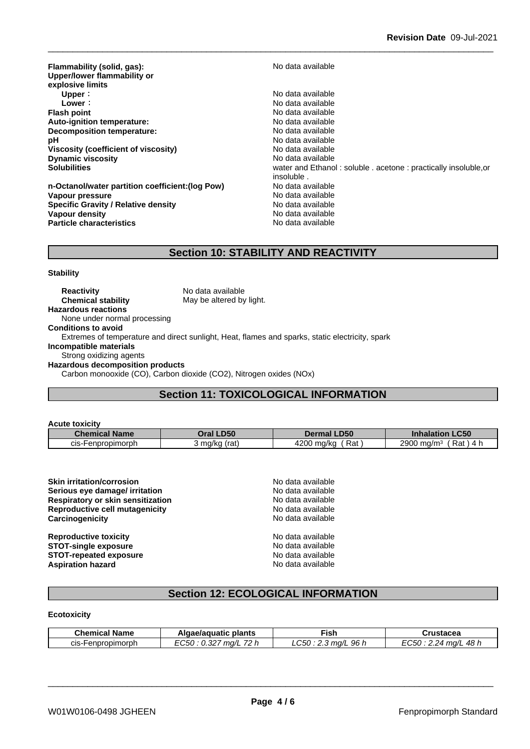| | |
|---|---|
| **Flammability (solid, gas):** | No data available |
| **Upper/lower flammability or explosive limits** | |
| **Upper**： | No data available |
| **Lower**： | No data available |
| **Flash point** | No data available |
| **Auto-ignition temperature:** | No data available |
| **Decomposition temperature:** | No data available |
| **pH** | No data available |
| **Viscosity (coefficient of viscosity)** | No data available |
| **Dynamic viscosity** | No data available |
| **Solubilities** | water and Ethanol : soluble . acetone : practically insoluble,or insoluble . |
| **n-Octanol/water partition coefficient:(log Pow)** | No data available |
| **Vapour pressure** | No data available |
| **Specific Gravity / Relative density** | No data available |
| **Vapour density** | No data available |
| **Particle characteristics** | No data available |

## Section 10: STABILITY AND REACTIVITY

**Stability**

**Reactivity** No data available
**Chemical stability** May be altered by light.

**Hazardous reactions**
None under normal processing

**Conditions to avoid**
Extremes of temperature and direct sunlight, Heat, flames and sparks, static electricity, spark

**Incompatible materials**
Strong oxidizing agents

**Hazardous decomposition products**
Carbon monooxide (CO), Carbon dioxide ($CO_2$), Nitrogen oxides ($NO_x$)

## Section 11: TOXICOLOGICAL INFORMATION

**Acute toxicity**

| Chemical Name | Oral LD50 | Dermal LD50 | Inhalation LC50 |
|---|---|---|---|
| cis-Fenpropimorph | 3 mg/kg (rat) | 4200 mg/kg ( Rat ) | 2900 mg/m³ ( Rat ) 4 h |

| | |
|---|---|
| **Skin irritation/corrosion** | No data available |
| **Serious eye damage/ irritation** | No data available |
| **Respiratory or skin sensitization** | No data available |
| **Reproductive cell mutagenicity** | No data available |
| **Carcinogenicity** | No data available |
| **Reproductive toxicity** | No data available |
| **STOT-single exposure** | No data available |
| **STOT-repeated exposure** | No data available |
| **Aspiration hazard** | No data available |

## Section 12: ECOLOGICAL INFORMATION

**Ecotoxicity**

| Chemical Name | Algae/aquatic plants | Fish | Crustacea |
|---|---|---|---|
| cis-Fenpropimorph | *EC50 : 0.327 mg/L 72 h* | *LC50 : 2.3 mg/L 96 h* | *EC50 : 2.24 mg/L 48 h* |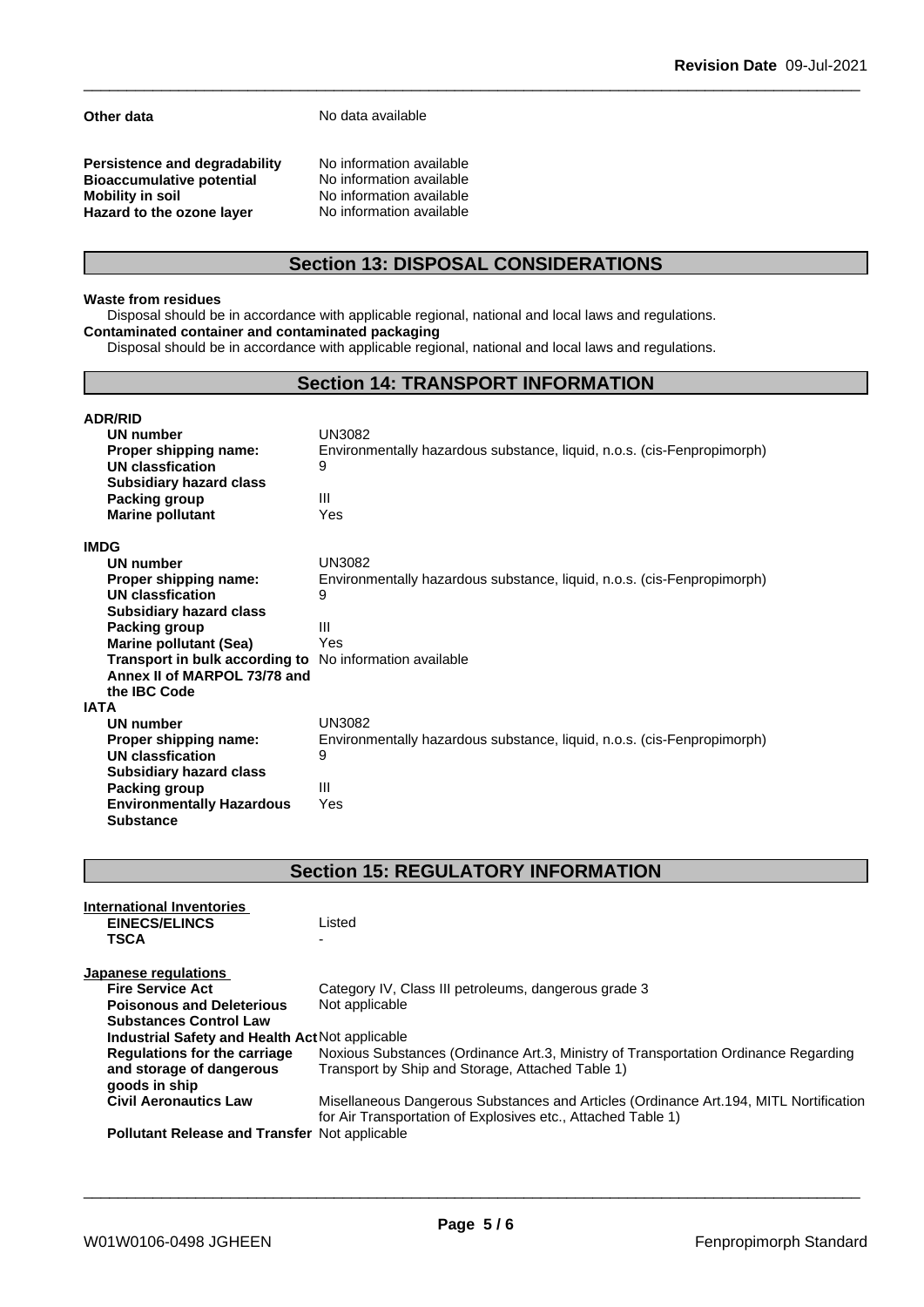| | |
|---|---|
| **Other data** | No data available |

| | |
|---|---|
| **Persistence and degradability** | No information available |
| **Bioaccumulative potential** | No information available |
| **Mobility in soil** | No information available |
| **Hazard to the ozone layer** | No information available |

## Section 13: DISPOSAL CONSIDERATIONS

**Waste from residues**

Disposal should be in accordance with applicable regional, national and local laws and regulations.

**Contaminated container and contaminated packaging**

Disposal should be in accordance with applicable regional, national and local laws and regulations.

## Section 14: TRANSPORT INFORMATION

**ADR/RID**

| | |
|---|---|
| **UN number** | UN3082 |
| **Proper shipping name:** | Environmentally hazardous substance, liquid, n.o.s. (cis-Fenpropimorph) |
| **UN classfication** | 9 |
| **Subsidiary hazard class** | |
| **Packing group** | III |
| **Marine pollutant** | Yes |

**IMDG**

| | |
|---|---|
| **UN number** | UN3082 |
| **Proper shipping name:** | Environmentally hazardous substance, liquid, n.o.s. (cis-Fenpropimorph) |
| **UN classfication** | 9 |
| **Subsidiary hazard class** | |
| **Packing group** | III |
| **Marine pollutant (Sea)** | Yes |
| **Transport in bulk according to Annex II of MARPOL 73/78 and the IBC Code** | No information available |

**IATA**

| | |
|---|---|
| **UN number** | UN3082 |
| **Proper shipping name:** | Environmentally hazardous substance, liquid, n.o.s. (cis-Fenpropimorph) |
| **UN classfication** | 9 |
| **Subsidiary hazard class** | |
| **Packing group** | III |
| **Environmentally Hazardous Substance** | Yes |

## Section 15: REGULATORY INFORMATION

**International Inventories**

| | |
|---|---|
| **EINECS/ELINCS** | Listed |
| **TSCA** | - |

**Japanese regulations**

| | |
|---|---|
| **Fire Service Act** | Category IV, Class III petroleums, dangerous grade 3 |
| **Poisonous and Deleterious Substances Control Law** | Not applicable |
| **Industrial Safety and Health Act** | Not applicable |
| **Regulations for the carriage and storage of dangerous goods in ship** | Noxious Substances (Ordinance Art.3, Ministry of Transportation Ordinance Regarding Transport by Ship and Storage, Attached Table 1) |
| **Civil Aeronautics Law** | Misellaneous Dangerous Substances and Articles (Ordinance Art.194, MITL Nortification for Air Transportation of Explosives etc., Attached Table 1) |
| **Pollutant Release and Transfer** | Not applicable |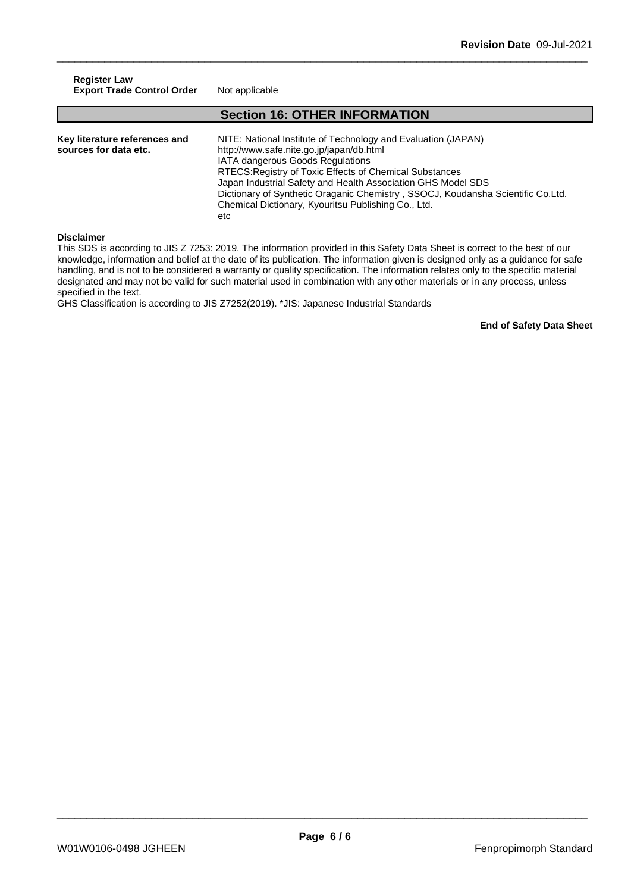**Register Law**
**Export Trade Control Order** Not applicable

## Section 16: OTHER INFORMATION

| | |
|---|---|
| **Key literature references and sources for data etc.** | NITE: National Institute of Technology and Evaluation (JAPAN)<br>http://www.safe.nite.go.jp/japan/db.html<br>IATA dangerous Goods Regulations<br>RTECS:Registry of Toxic Effects of Chemical Substances<br>Japan Industrial Safety and Health Association GHS Model SDS<br>Dictionary of Synthetic Oraganic Chemistry , SSOCJ, Koudansha Scientific Co.Ltd.<br>Chemical Dictionary, Kyouritsu Publishing Co., Ltd.<br>etc |

**Disclaimer**

This SDS is according to JIS Z 7253: 2019. The information provided in this Safety Data Sheet is correct to the best of our knowledge, information and belief at the date of its publication. The information given is designed only as a guidance for safe handling, and is not to be considered a warranty or quality specification. The information relates only to the specific material designated and may not be valid for such material used in combination with any other materials or in any process, unless specified in the text.

GHS Classification is according to JIS Z7252(2019). *JIS: Japanese Industrial Standards

**End of Safety Data Sheet**